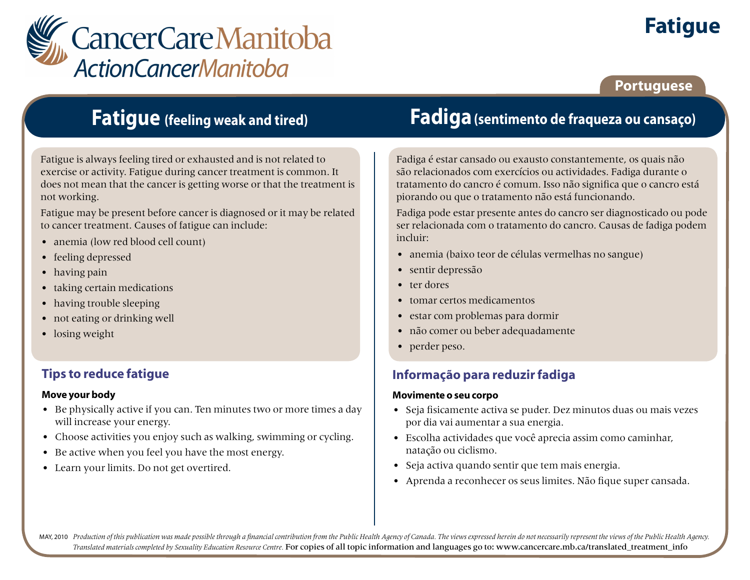CancerCare Manitoba
ActionCancerManitoba

# Fatigue

Portuguese

## Fatigue (feeling weak and tired)

Fatigue is always feeling tired or exhausted and is not related to exercise or activity. Fatigue during cancer treatment is common. It does not mean that the cancer is getting worse or that the treatment is not working.

Fatigue may be present before cancer is diagnosed or it may be related to cancer treatment. Causes of fatigue can include:

- anemia (low red blood cell count)
- feeling depressed
- having pain
- taking certain medications
- having trouble sleeping
- not eating or drinking well
- losing weight

### Tips to reduce fatigue

**Move your body**

- Be physically active if you can. Ten minutes two or more times a day will increase your energy.
- Choose activities you enjoy such as walking, swimming or cycling.
- Be active when you feel you have the most energy.
- Learn your limits. Do not get overtired.

## Fadiga (sentimento de fraqueza ou cansaço)

Fadiga é estar cansado ou exausto constantemente, os quais não são relacionados com exercícios ou actividades. Fadiga durante o tratamento do cancro é comum. Isso não significa que o cancro está piorando ou que o tratamento não está funcionando.

Fadiga pode estar presente antes do cancro ser diagnosticado ou pode ser relacionada com o tratamento do cancro. Causas de fadiga podem incluir:

- anemia (baixo teor de células vermelhas no sangue)
- sentir depressão
- ter dores
- tomar certos medicamentos
- estar com problemas para dormir
- não comer ou beber adequadamente
- perder peso.

### Informação para reduzir fadiga

**Movimente o seu corpo**

- Seja fisicamente activa se puder. Dez minutos duas ou mais vezes por dia vai aumentar a sua energia.
- Escolha actividades que você aprecia assim como caminhar, natação ou ciclismo.
- Seja activa quando sentir que tem mais energia.
- Aprenda a reconhecer os seus limites. Não fique super cansada.

MAY, 2010 *Production of this publication was made possible through a financial contribution from the Public Health Agency of Canada. The views expressed herein do not necessarily represent the views of the Public Health Agency. Translated materials completed by Sexuality Education Resource Centre.* For copies of all topic information and languages go to: www.cancercare.mb.ca/translated_treatment_info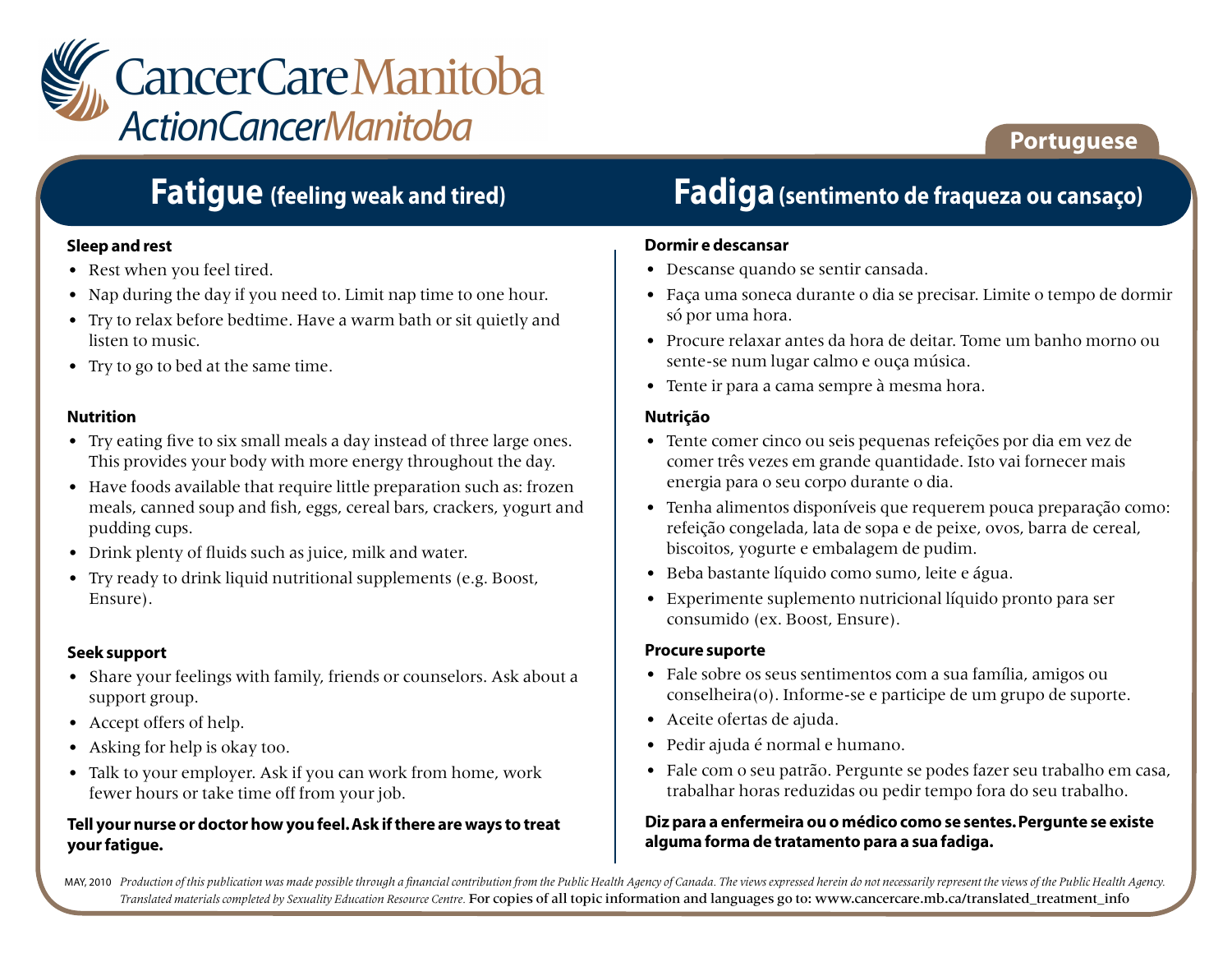CancerCare Manitoba
ActionCancerManitoba

Portuguese

# Fatigue (feeling weak and tired)

**Sleep and rest**

- Rest when you feel tired.
- Nap during the day if you need to. Limit nap time to one hour.
- Try to relax before bedtime. Have a warm bath or sit quietly and listen to music.
- Try to go to bed at the same time.

**Nutrition**

- Try eating five to six small meals a day instead of three large ones. This provides your body with more energy throughout the day.
- Have foods available that require little preparation such as: frozen meals, canned soup and fish, eggs, cereal bars, crackers, yogurt and pudding cups.
- Drink plenty of fluids such as juice, milk and water.
- Try ready to drink liquid nutritional supplements (e.g. Boost, Ensure).

**Seek support**

- Share your feelings with family, friends or counselors. Ask about a support group.
- Accept offers of help.
- Asking for help is okay too.
- Talk to your employer. Ask if you can work from home, work fewer hours or take time off from your job.

**Tell your nurse or doctor how you feel. Ask if there are ways to treat your fatigue.**

# Fadiga (sentimento de fraqueza ou cansaço)

**Dormir e descansar**

- Descanse quando se sentir cansada.
- Faça uma soneca durante o dia se precisar. Limite o tempo de dormir só por uma hora.
- Procure relaxar antes da hora de deitar. Tome um banho morno ou sente-se num lugar calmo e ouça música.
- Tente ir para a cama sempre à mesma hora.

**Nutrição**

- Tente comer cinco ou seis pequenas refeições por dia em vez de comer três vezes em grande quantidade. Isto vai fornecer mais energia para o seu corpo durante o dia.
- Tenha alimentos disponíveis que requerem pouca preparação como: refeição congelada, lata de sopa e de peixe, ovos, barra de cereal, biscoitos, yogurte e embalagem de pudim.
- Beba bastante líquido como sumo, leite e água.
- Experimente suplemento nutricional líquido pronto para ser consumido (ex. Boost, Ensure).

**Procure suporte**

- Fale sobre os seus sentimentos com a sua família, amigos ou conselheira(o). Informe-se e participe de um grupo de suporte.
- Aceite ofertas de ajuda.
- Pedir ajuda é normal e humano.
- Fale com o seu patrão. Pergunte se podes fazer seu trabalho em casa, trabalhar horas reduzidas ou pedir tempo fora do seu trabalho.

**Diz para a enfermeira ou o médico como se sentes. Pergunte se existe alguma forma de tratamento para a sua fadiga.**

MAY, 2010 *Production of this publication was made possible through a financial contribution from the Public Health Agency of Canada. The views expressed herein do not necessarily represent the views of the Public Health Agency. Translated materials completed by Sexuality Education Resource Centre.* For copies of all topic information and languages go to: www.cancercare.mb.ca/translated_treatment_info